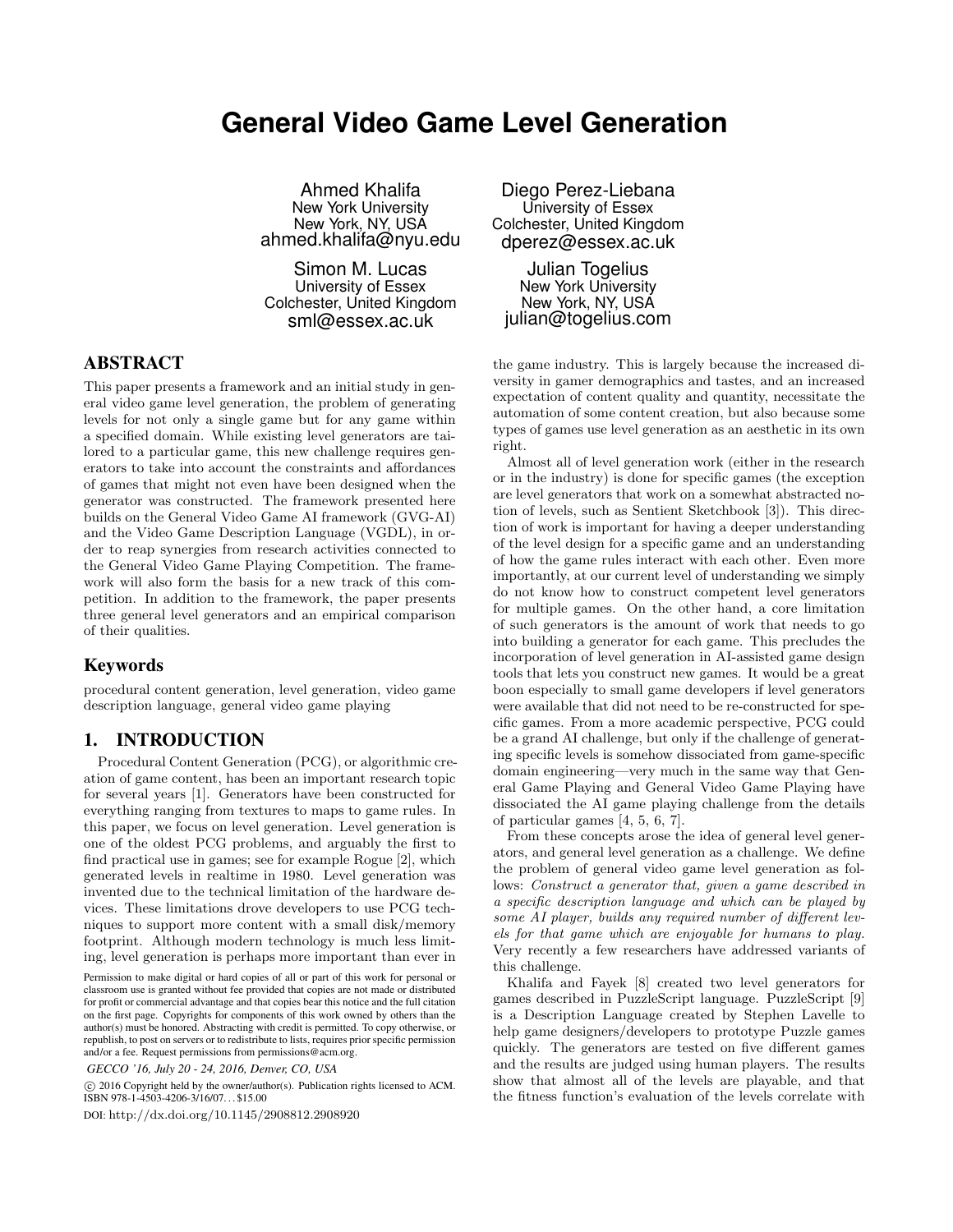# General Video Game Level Generation

Ahmed Khalifa
New York University
New York, NY, USA
ahmed.khalifa@nyu.edu

Diego Perez-Liebana
University of Essex
Colchester, United Kingdom
dperez@essex.ac.uk

Simon M. Lucas
University of Essex
Colchester, United Kingdom
sml@essex.ac.uk

Julian Togelius
New York University
New York, NY, USA
julian@togelius.com

## ABSTRACT

This paper presents a framework and an initial study in general video game level generation, the problem of generating levels for not only a single game but for any game within a specified domain. While existing level generators are tailored to a particular game, this new challenge requires generators to take into account the constraints and affordances of games that might not even have been designed when the generator was constructed. The framework presented here builds on the General Video Game AI framework (GVG-AI) and the Video Game Description Language (VGDL), in order to reap synergies from research activities connected to the General Video Game Playing Competition. The framework will also form the basis for a new track of this competition. In addition to the framework, the paper presents three general level generators and an empirical comparison of their qualities.

## Keywords

procedural content generation, level generation, video game description language, general video game playing

## 1. INTRODUCTION

Procedural Content Generation (PCG), or algorithmic creation of game content, has been an important research topic for several years [1]. Generators have been constructed for everything ranging from textures to maps to game rules. In this paper, we focus on level generation. Level generation is one of the oldest PCG problems, and arguably the first to find practical use in games; see for example Rogue [2], which generated levels in realtime in 1980. Level generation was invented due to the technical limitation of the hardware devices. These limitations drove developers to use PCG techniques to support more content with a small disk/memory footprint. Although modern technology is much less limiting, level generation is perhaps more important than ever in the game industry. This is largely because the increased diversity in gamer demographics and tastes, and an increased expectation of content quality and quantity, necessitate the automation of some content creation, but also because some types of games use level generation as an aesthetic in its own right.

Almost all of level generation work (either in the research or in the industry) is done for specific games (the exception are level generators that work on a somewhat abstracted notion of levels, such as Sentient Sketchbook [3]). This direction of work is important for having a deeper understanding of the level design for a specific game and an understanding of how the game rules interact with each other. Even more importantly, at our current level of understanding we simply do not know how to construct competent level generators for multiple games. On the other hand, a core limitation of such generators is the amount of work that needs to go into building a generator for each game. This precludes the incorporation of level generation in AI-assisted game design tools that lets you construct new games. It would be a great boon especially to small game developers if level generators were available that did not need to be re-constructed for specific games. From a more academic perspective, PCG could be a grand AI challenge, but only if the challenge of generating specific levels is somehow dissociated from game-specific domain engineering—very much in the same way that General Game Playing and General Video Game Playing have dissociated the AI game playing challenge from the details of particular games [4, 5, 6, 7].

From these concepts arose the idea of general level generators, and general level generation as a challenge. We define the problem of general video game level generation as follows: *Construct a generator that, given a game described in a specific description language and which can be played by some AI player, builds any required number of different levels for that game which are enjoyable for humans to play.* Very recently a few researchers have addressed variants of this challenge.

Khalifa and Fayek [8] created two level generators for games described in PuzzleScript language. PuzzleScript [9] is a Description Language created by Stephen Lavelle to help game designers/developers to prototype Puzzle games quickly. The generators are tested on five different games and the results are judged using human players. The results show that almost all of the levels are playable, and that the fitness function's evaluation of the levels correlate with

Permission to make digital or hard copies of all or part of this work for personal or classroom use is granted without fee provided that copies are not made or distributed for profit or commercial advantage and that copies bear this notice and the full citation on the first page. Copyrights for components of this work owned by others than the author(s) must be honored. Abstracting with credit is permitted. To copy otherwise, or republish, to post on servers or to redistribute to lists, requires prior specific permission and/or a fee. Request permissions from permissions@acm.org.

*GECCO '16, July 20 - 24, 2016, Denver, CO, USA*

© 2016 Copyright held by the owner/author(s). Publication rights licensed to ACM. ISBN 978-1-4503-4206-3/16/07... $15.00

DOI: http://dx.doi.org/10.1145/2908812.2908920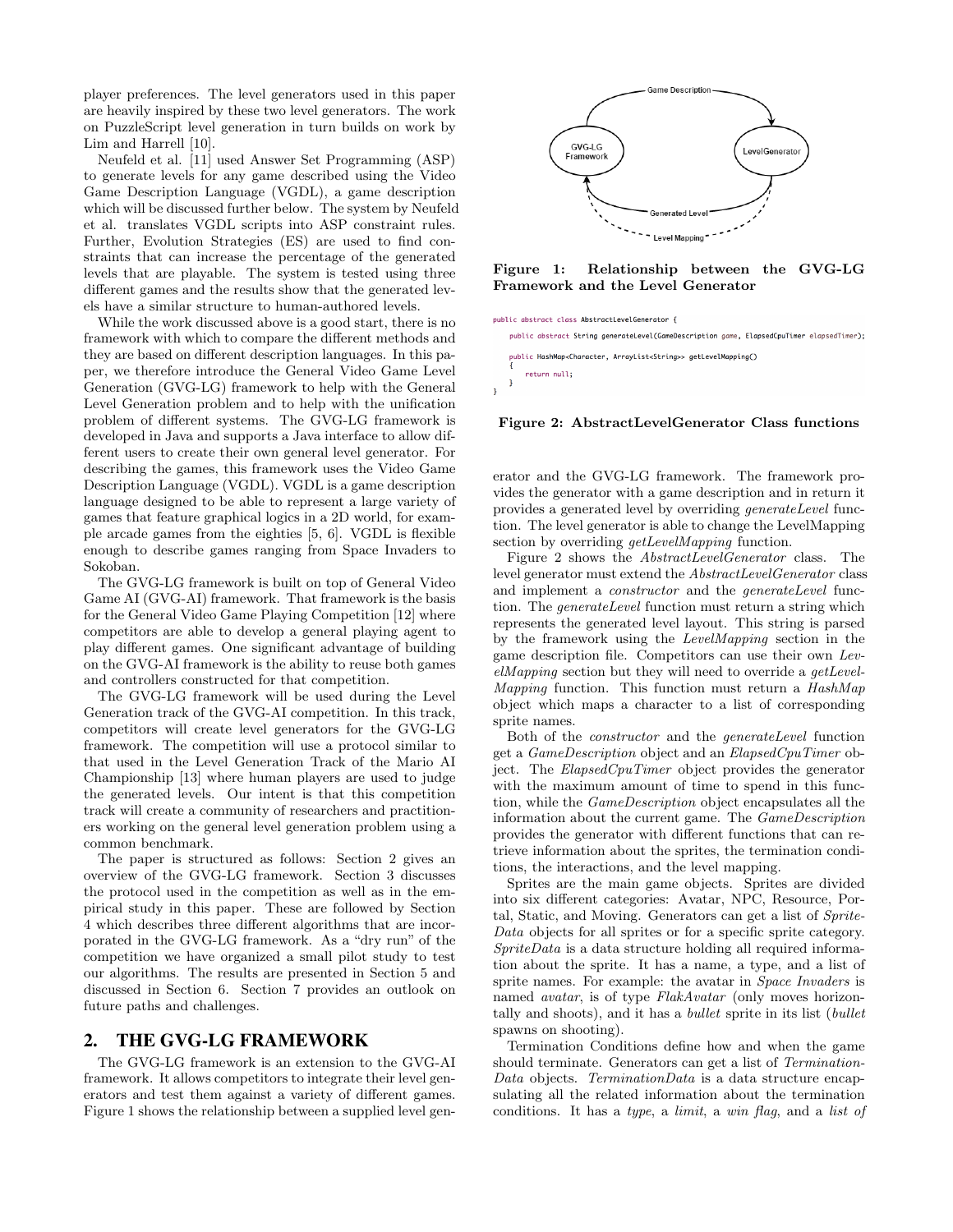player preferences. The level generators used in this paper are heavily inspired by these two level generators. The work on PuzzleScript level generation in turn builds on work by Lim and Harrell [10].

Neufeld et al. [11] used Answer Set Programming (ASP) to generate levels for any game described using the Video Game Description Language (VGDL), a game description which will be discussed further below. The system by Neufeld et al. translates VGDL scripts into ASP constraint rules. Further, Evolution Strategies (ES) are used to find constraints that can increase the percentage of the generated levels that are playable. The system is tested using three different games and the results show that the generated levels have a similar structure to human-authored levels.

While the work discussed above is a good start, there is no framework with which to compare the different methods and they are based on different description languages. In this paper, we therefore introduce the General Video Game Level Generation (GVG-LG) framework to help with the General Level Generation problem and to help with the unification problem of different systems. The GVG-LG framework is developed in Java and supports a Java interface to allow different users to create their own general level generator. For describing the games, this framework uses the Video Game Description Language (VGDL). VGDL is a game description language designed to be able to represent a large variety of games that feature graphical logics in a 2D world, for example arcade games from the eighties [5, 6]. VGDL is flexible enough to describe games ranging from Space Invaders to Sokoban.

The GVG-LG framework is built on top of General Video Game AI (GVG-AI) framework. That framework is the basis for the General Video Game Playing Competition [12] where competitors are able to develop a general playing agent to play different games. One significant advantage of building on the GVG-AI framework is the ability to reuse both games and controllers constructed for that competition.

The GVG-LG framework will be used during the Level Generation track of the GVG-AI competition. In this track, competitors will create level generators for the GVG-LG framework. The competition will use a protocol similar to that used in the Level Generation Track of the Mario AI Championship [13] where human players are used to judge the generated levels. Our intent is that this competition track will create a community of researchers and practitioners working on the general level generation problem using a common benchmark.

The paper is structured as follows: Section 2 gives an overview of the GVG-LG framework. Section 3 discusses the protocol used in the competition as well as in the empirical study in this paper. These are followed by Section 4 which describes three different algorithms that are incorporated in the GVG-LG framework. As a "dry run" of the competition we have organized a small pilot study to test our algorithms. The results are presented in Section 5 and discussed in Section 6. Section 7 provides an outlook on future paths and challenges.

## 2. THE GVG-LG FRAMEWORK

The GVG-LG framework is an extension to the GVG-AI framework. It allows competitors to integrate their level generators and test them against a variety of different games. Figure 1 shows the relationship between a supplied level generator and the GVG-LG framework. The framework provides the generator with a game description and in return it provides a generated level by overriding *generateLevel* function. The level generator is able to change the LevelMapping section by overriding *getLevelMapping* function.

**Figure 1: Relationship between the GVG-LG Framework and the Level Generator**

```
public abstract class AbstractLevelGenerator {
    public abstract String generateLevel(GameDescription game, ElapsedCpuTimer elapsedTimer);

    public HashMap<Character, ArrayList<String>> getLevelMapping()
    {
        return null;
    }
}
```

**Figure 2: AbstractLevelGenerator Class functions**

Figure 2 shows the *AbstractLevelGenerator* class. The level generator must extend the *AbstractLevelGenerator* class and implement a *constructor* and the *generateLevel* function. The *generateLevel* function must return a string which represents the generated level layout. This string is parsed by the framework using the *LevelMapping* section in the game description file. Competitors can use their own *LevelMapping* section but they will need to override a *getLevelMapping* function. This function must return a *HashMap* object which maps a character to a list of corresponding sprite names.

Both of the *constructor* and the *generateLevel* function get a *GameDescription* object and an *ElapsedCpuTimer* object. The *ElapsedCpuTimer* object provides the generator with the maximum amount of time to spend in this function, while the *GameDescription* object encapsulates all the information about the current game. The *GameDescription* provides the generator with different functions that can retrieve information about the sprites, the termination conditions, the interactions, and the level mapping.

Sprites are the main game objects. Sprites are divided into six different categories: Avatar, NPC, Resource, Portal, Static, and Moving. Generators can get a list of *SpriteData* objects for all sprites or for a specific sprite category. *SpriteData* is a data structure holding all required information about the sprite. It has a name, a type, and a list of sprite names. For example: the avatar in *Space Invaders* is named *avatar*, is of type *FlakAvatar* (only moves horizontally and shoots), and it has a *bullet* sprite in its list (*bullet* spawns on shooting).

Termination Conditions define how and when the game should terminate. Generators can get a list of *TerminationData* objects. *TerminationData* is a data structure encapsulating all the related information about the termination conditions. It has a *type*, a *limit*, a *win flag*, and a *list of*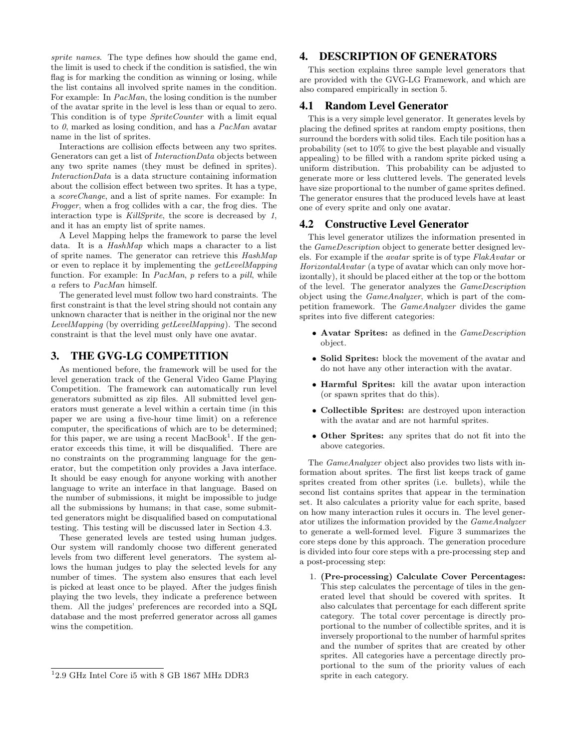*sprite names*. The type defines how should the game end, the limit is used to check if the condition is satisfied, the win flag is for marking the condition as winning or losing, while the list contains all involved sprite names in the condition. For example: In *PacMan*, the losing condition is the number of the avatar sprite in the level is less than or equal to zero. This condition is of type *SpriteCounter* with a limit equal to *0*, marked as losing condition, and has a *PacMan* avatar name in the list of sprites.

Interactions are collision effects between any two sprites. Generators can get a list of *InteractionData* objects between any two sprite names (they must be defined in sprites). *InteractionData* is a data structure containing information about the collision effect between two sprites. It has a type, a *scoreChange*, and a list of sprite names. For example: In *Frogger*, when a frog collides with a car, the frog dies. The interaction type is *KillSprite*, the score is decreased by *1*, and it has an empty list of sprite names.

A Level Mapping helps the framework to parse the level data. It is a *HashMap* which maps a character to a list of sprite names. The generator can retrieve this *HashMap* or even to replace it by implementing the *getLevelMapping* function. For example: In *PacMan*, *p* refers to a *pill*, while *a* refers to *PacMan* himself.

The generated level must follow two hard constraints. The first constraint is that the level string should not contain any unknown character that is neither in the original nor the new *LevelMapping* (by overriding *getLevelMapping*). The second constraint is that the level must only have one avatar.

# 3. THE GVG-LG COMPETITION

As mentioned before, the framework will be used for the level generation track of the General Video Game Playing Competition. The framework can automatically run level generators submitted as zip files. All submitted level generators must generate a level within a certain time (in this paper we are using a five-hour time limit) on a reference computer, the specifications of which are to be determined; for this paper, we are using a recent MacBook[1]. If the generator exceeds this time, it will be disqualified. There are no constraints on the programming language for the generator, but the competition only provides a Java interface. It should be easy enough for anyone working with another language to write an interface in that language. Based on the number of submissions, it might be impossible to judge all the submissions by humans; in that case, some submitted generators might be disqualified based on computational testing. This testing will be discussed later in Section 4.3.

These generated levels are tested using human judges. Our system will randomly choose two different generated levels from two different level generators. The system allows the human judges to play the selected levels for any number of times. The system also ensures that each level is picked at least once to be played. After the judges finish playing the two levels, they indicate a preference between them. All the judges' preferences are recorded into a SQL database and the most preferred generator across all games wins the competition.

[1] 2.9 GHz Intel Core i5 with 8 GB 1867 MHz DDR3

# 4. DESCRIPTION OF GENERATORS

This section explains three sample level generators that are provided with the GVG-LG Framework, and which are also compared empirically in section 5.

## 4.1 Random Level Generator

This is a very simple level generator. It generates levels by placing the defined sprites at random empty positions, then surround the borders with solid tiles. Each tile position has a probability (set to 10% to give the best playable and visually appealing) to be filled with a random sprite picked using a uniform distribution. This probability can be adjusted to generate more or less cluttered levels. The generated levels have size proportional to the number of game sprites defined. The generator ensures that the produced levels have at least one of every sprite and only one avatar.

## 4.2 Constructive Level Generator

This level generator utilizes the information presented in the *GameDescription* object to generate better designed levels. For example if the *avatar* sprite is of type *FlakAvatar* or *HorizontalAvatar* (a type of avatar which can only move horizontally), it should be placed either at the top or the bottom of the level. The generator analyzes the *GameDescription* object using the *GameAnalyzer*, which is part of the competition framework. The *GameAnalyzer* divides the game sprites into five different categories:

- **Avatar Sprites:** as defined in the *GameDescription* object.
- **Solid Sprites:** block the movement of the avatar and do not have any other interaction with the avatar.
- **Harmful Sprites:** kill the avatar upon interaction (or spawn sprites that do this).
- **Collectible Sprites:** are destroyed upon interaction with the avatar and are not harmful sprites.
- **Other Sprites:** any sprites that do not fit into the above categories.

The *GameAnalyzer* object also provides two lists with information about sprites. The first list keeps track of game sprites created from other sprites (i.e. bullets), while the second list contains sprites that appear in the termination set. It also calculates a priority value for each sprite, based on how many interaction rules it occurs in. The level generator utilizes the information provided by the *GameAnalyzer* to generate a well-formed level. Figure 3 summarizes the core steps done by this approach. The generation procedure is divided into four core steps with a pre-processing step and a post-processing step:

1. **(Pre-processing) Calculate Cover Percentages:** This step calculates the percentage of tiles in the generated level that should be covered with sprites. It also calculates that percentage for each different sprite category. The total cover percentage is directly proportional to the number of collectible sprites, and it is inversely proportional to the number of harmful sprites and the number of sprites that are created by other sprites. All categories have a percentage directly proportional to the sum of the priority values of each sprite in each category.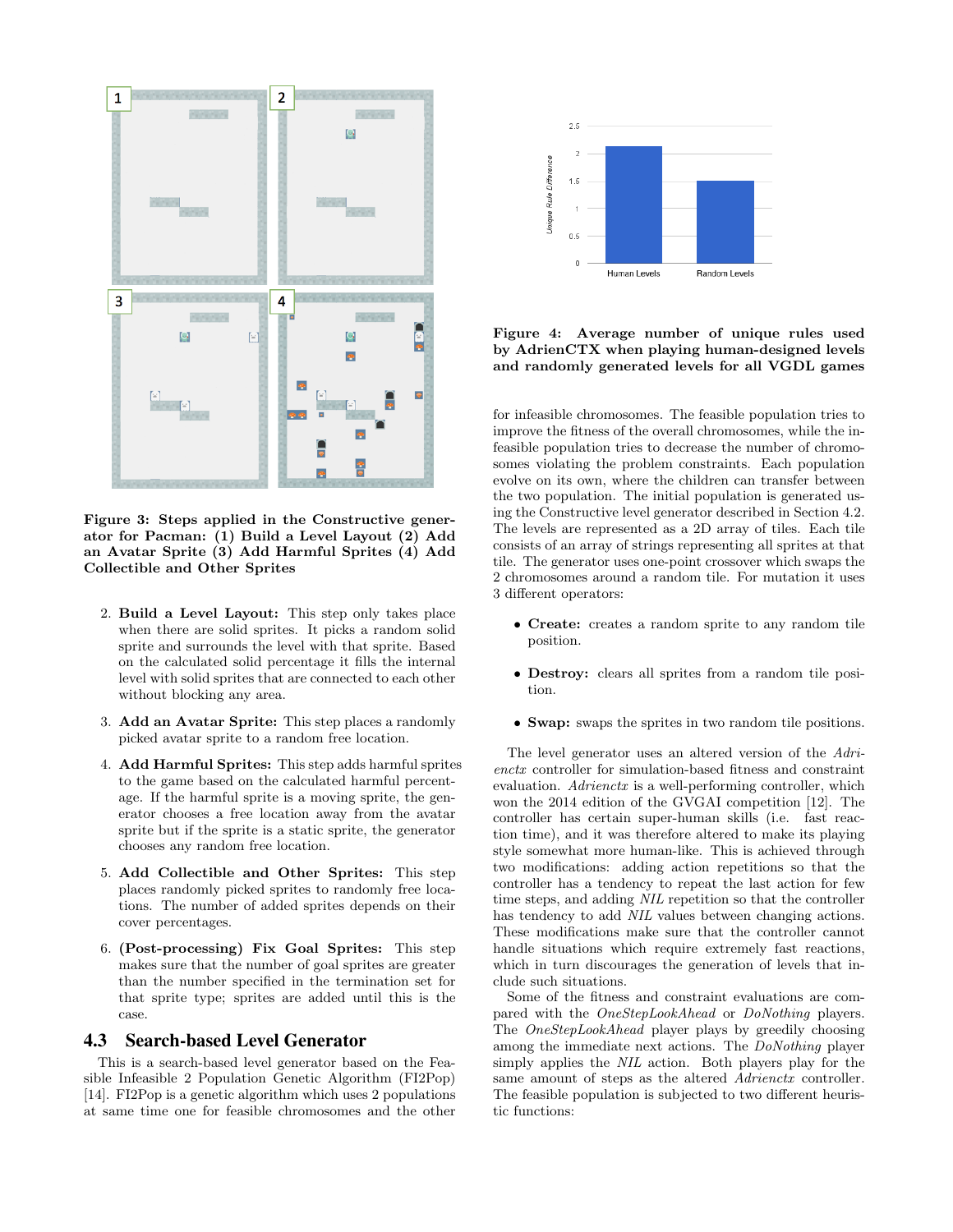Figure 3: Steps applied in the Constructive generator for Pacman: (1) Build a Level Layout (2) Add an Avatar Sprite (3) Add Harmful Sprites (4) Add Collectible and Other Sprites

2. **Build a Level Layout:** This step only takes place when there are solid sprites. It picks a random solid sprite and surrounds the level with that sprite. Based on the calculated solid percentage it fills the internal level with solid sprites that are connected to each other without blocking any area.

3. **Add an Avatar Sprite:** This step places a randomly picked avatar sprite to a random free location.

4. **Add Harmful Sprites:** This step adds harmful sprites to the game based on the calculated harmful percentage. If the harmful sprite is a moving sprite, the generator chooses a free location away from the avatar sprite but if the sprite is a static sprite, the generator chooses any random free location.

5. **Add Collectible and Other Sprites:** This step places randomly picked sprites to randomly free locations. The number of added sprites depends on their cover percentages.

6. **(Post-processing) Fix Goal Sprites:** This step makes sure that the number of goal sprites are greater than the number specified in the termination set for that sprite type; sprites are added until this is the case.

### 4.3 Search-based Level Generator

This is a search-based level generator based on the Feasible Infeasible 2 Population Genetic Algorithm (FI2Pop) [14]. FI2Pop is a genetic algorithm which uses 2 populations at same time one for feasible chromosomes and the other for infeasible chromosomes. The feasible population tries to improve the fitness of the overall chromosomes, while the infeasible population tries to decrease the number of chromosomes violating the problem constraints. Each population evolve on its own, where the children can transfer between the two population. The initial population is generated using the Constructive level generator described in Section 4.2. The levels are represented as a 2D array of tiles. Each tile consists of an array of strings representing all sprites at that tile. The generator uses one-point crossover which swaps the 2 chromosomes around a random tile. For mutation it uses 3 different operators:

- **Create:** creates a random sprite to any random tile position.
- **Destroy:** clears all sprites from a random tile position.
- **Swap:** swaps the sprites in two random tile positions.

The level generator uses an altered version of the *Adrienctx* controller for simulation-based fitness and constraint evaluation. *Adrienctx* is a well-performing controller, which won the 2014 edition of the GVGAI competition [12]. The controller has certain super-human skills (i.e. fast reaction time), and it was therefore altered to make its playing style somewhat more human-like. This is achieved through two modifications: adding action repetitions so that the controller has a tendency to repeat the last action for few time steps, and adding *NIL* repetition so that the controller has tendency to add *NIL* values between changing actions. These modifications make sure that the controller cannot handle situations which require extremely fast reactions, which in turn discourages the generation of levels that include such situations.

Some of the fitness and constraint evaluations are compared with the *OneStepLookAhead* or *DoNothing* players. The *OneStepLookAhead* player plays by greedily choosing among the immediate next actions. The *DoNothing* player simply applies the *NIL* action. Both players play for the same amount of steps as the altered *Adrienctx* controller. The feasible population is subjected to two different heuristic functions:

Figure 4: Average number of unique rules used by AdrienCTX when playing human-designed levels and randomly generated levels for all VGDL games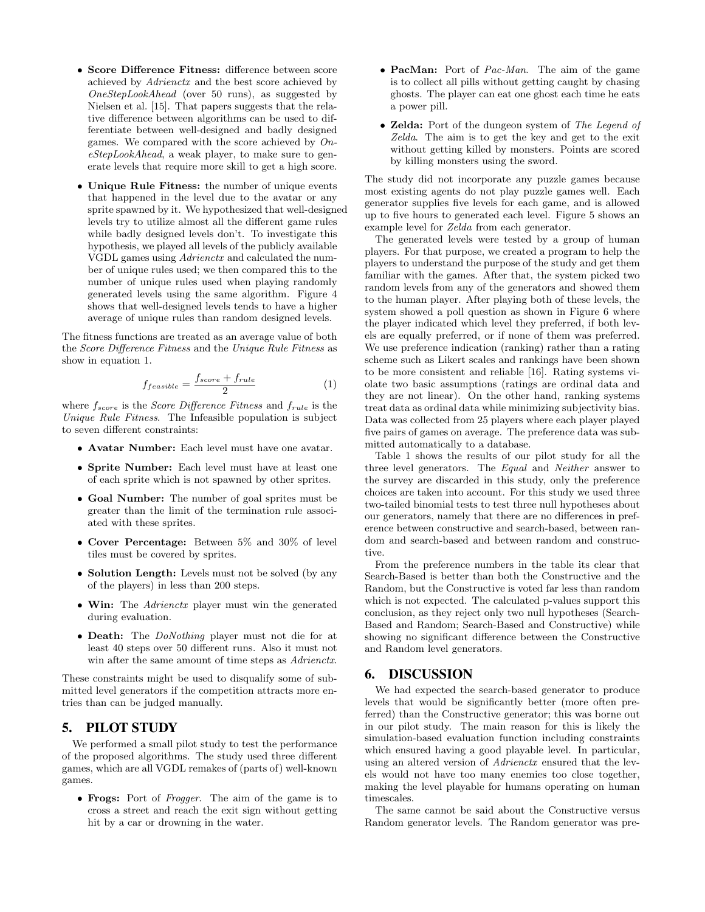- **Score Difference Fitness:** difference between score achieved by *Adrienctx* and the best score achieved by *OneStepLookAhead* (over 50 runs), as suggested by Nielsen et al. [15]. That papers suggests that the relative difference between algorithms can be used to differentiate between well-designed and badly designed games. We compared with the score achieved by *OneStepLookAhead*, a weak player, to make sure to generate levels that require more skill to get a high score.
- **Unique Rule Fitness:** the number of unique events that happened in the level due to the avatar or any sprite spawned by it. We hypothesized that well-designed levels try to utilize almost all the different game rules while badly designed levels don't. To investigate this hypothesis, we played all levels of the publicly available VGDL games using *Adrienctx* and calculated the number of unique rules used; we then compared this to the number of unique rules used when playing randomly generated levels using the same algorithm. Figure 4 shows that well-designed levels tends to have a higher average of unique rules than random designed levels.

The fitness functions are treated as an average value of both the *Score Difference Fitness* and the *Unique Rule Fitness* as show in equation 1.

$$f_{feasible} = \frac{f_{score} + f_{rule}}{2} \tag{1}$$

where $f_{score}$ is the *Score Difference Fitness* and $f_{rule}$ is the *Unique Rule Fitness*. The Infeasible population is subject to seven different constraints:

- **Avatar Number:** Each level must have one avatar.
- **Sprite Number:** Each level must have at least one of each sprite which is not spawned by other sprites.
- **Goal Number:** The number of goal sprites must be greater than the limit of the termination rule associated with these sprites.
- **Cover Percentage:** Between 5% and 30% of level tiles must be covered by sprites.
- **Solution Length:** Levels must not be solved (by any of the players) in less than 200 steps.
- **Win:** The *Adrienctx* player must win the generated during evaluation.
- **Death:** The *DoNothing* player must not die for at least 40 steps over 50 different runs. Also it must not win after the same amount of time steps as *Adrienctx*.

These constraints might be used to disqualify some of submitted level generators if the competition attracts more entries than can be judged manually.

## 5. PILOT STUDY

We performed a small pilot study to test the performance of the proposed algorithms. The study used three different games, which are all VGDL remakes of (parts of) well-known games.

- **Frogs:** Port of *Frogger*. The aim of the game is to cross a street and reach the exit sign without getting hit by a car or drowning in the water.
- **PacMan:** Port of *Pac-Man*. The aim of the game is to collect all pills without getting caught by chasing ghosts. The player can eat one ghost each time he eats a power pill.
- **Zelda:** Port of the dungeon system of *The Legend of Zelda*. The aim is to get the key and get to the exit without getting killed by monsters. Points are scored by killing monsters using the sword.

The study did not incorporate any puzzle games because most existing agents do not play puzzle games well. Each generator supplies five levels for each game, and is allowed up to five hours to generated each level. Figure 5 shows an example level for *Zelda* from each generator.

The generated levels were tested by a group of human players. For that purpose, we created a program to help the players to understand the purpose of the study and get them familiar with the games. After that, the system picked two random levels from any of the generators and showed them to the human player. After playing both of these levels, the system showed a poll question as shown in Figure 6 where the player indicated which level they preferred, if both levels are equally preferred, or if none of them was preferred. We use preference indication (ranking) rather than a rating scheme such as Likert scales and rankings have been shown to be more consistent and reliable [16]. Rating systems violate two basic assumptions (ratings are ordinal data and they are not linear). On the other hand, ranking systems treat data as ordinal data while minimizing subjectivity bias. Data was collected from 25 players where each player played five pairs of games on average. The preference data was submitted automatically to a database.

Table 1 shows the results of our pilot study for all the three level generators. The *Equal* and *Neither* answer to the survey are discarded in this study, only the preference choices are taken into account. For this study we used three two-tailed binomial tests to test three null hypotheses about our generators, namely that there are no differences in preference between constructive and search-based, between random and search-based and between random and constructive.

From the preference numbers in the table its clear that Search-Based is better than both the Constructive and the Random, but the Constructive is voted far less than random which is not expected. The calculated p-values support this conclusion, as they reject only two null hypotheses (Search-Based and Random; Search-Based and Constructive) while showing no significant difference between the Constructive and Random level generators.

## 6. DISCUSSION

We had expected the search-based generator to produce levels that would be significantly better (more often preferred) than the Constructive generator; this was borne out in our pilot study. The main reason for this is likely the simulation-based evaluation function including constraints which ensured having a good playable level. In particular, using an altered version of *Adrienctx* ensured that the levels would not have too many enemies too close together, making the level playable for humans operating on human timescales.

The same cannot be said about the Constructive versus Random generator levels. The Random generator was pre-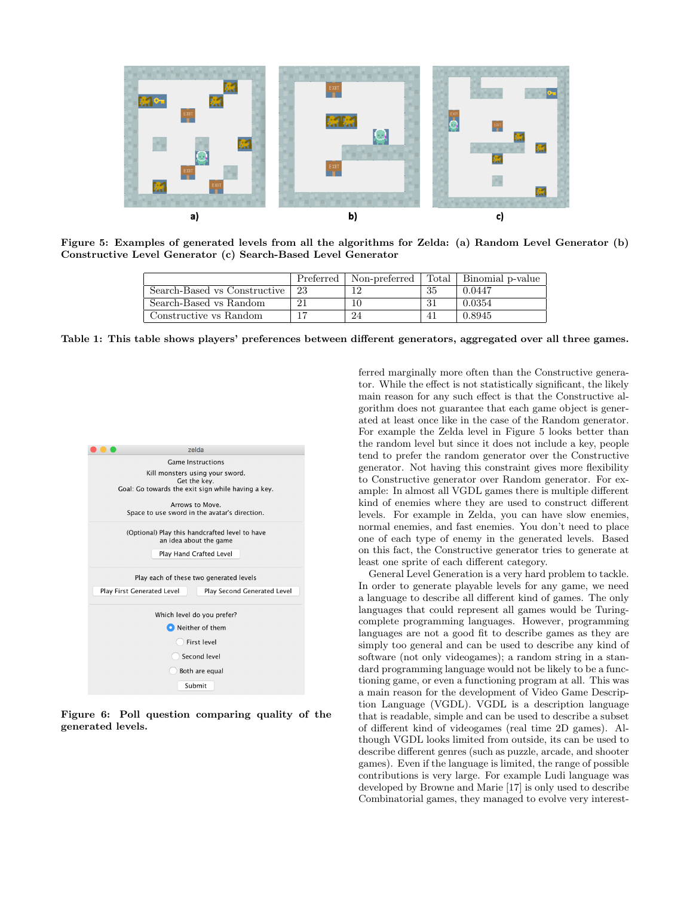Figure 5: Examples of generated levels from all the algorithms for Zelda: (a) Random Level Generator (b) Constructive Level Generator (c) Search-Based Level Generator

| | Preferred | Non-preferred | Total | Binomial p-value |
|---|---|---|---|---|
| Search-Based vs Constructive | 23 | 12 | 35 | 0.0447 |
| Search-Based vs Random | 21 | 10 | 31 | 0.0354 |
| Constructive vs Random | 17 | 24 | 41 | 0.8945 |

**Table 1: This table shows players' preferences between different generators, aggregated over all three games.**

**Figure 6: Poll question comparing quality of the generated levels.**

ferred marginally more often than the Constructive generator. While the effect is not statistically significant, the likely main reason for any such effect is that the Constructive algorithm does not guarantee that each game object is generated at least once like in the case of the Random generator. For example the Zelda level in Figure 5 looks better than the random level but since it does not include a key, people tend to prefer the random generator over the Constructive generator. Not having this constraint gives more flexibility to Constructive generator over Random generator. For example: In almost all VGDL games there is multiple different kind of enemies where they are used to construct different levels. For example in Zelda, you can have slow enemies, normal enemies, and fast enemies. You don't need to place one of each type of enemy in the generated levels. Based on this fact, the Constructive generator tries to generate at least one sprite of each different category.

General Level Generation is a very hard problem to tackle. In order to generate playable levels for any game, we need a language to describe all different kind of games. The only languages that could represent all games would be Turing-complete programming languages. However, programming languages are not a good fit to describe games as they are simply too general and can be used to describe any kind of software (not only videogames); a random string in a standard programming language would not be likely to be a functioning game, or even a functioning program at all. This was a main reason for the development of Video Game Description Language (VGDL). VGDL is a description language that is readable, simple and can be used to describe a subset of different kind of videogames (real time 2D games). Although VGDL looks limited from outside, its can be used to describe different genres (such as puzzle, arcade, and shooter games). Even if the language is limited, the range of possible contributions is very large. For example Ludi language was developed by Browne and Marie [17] is only used to describe Combinatorial games, they managed to evolve very interest-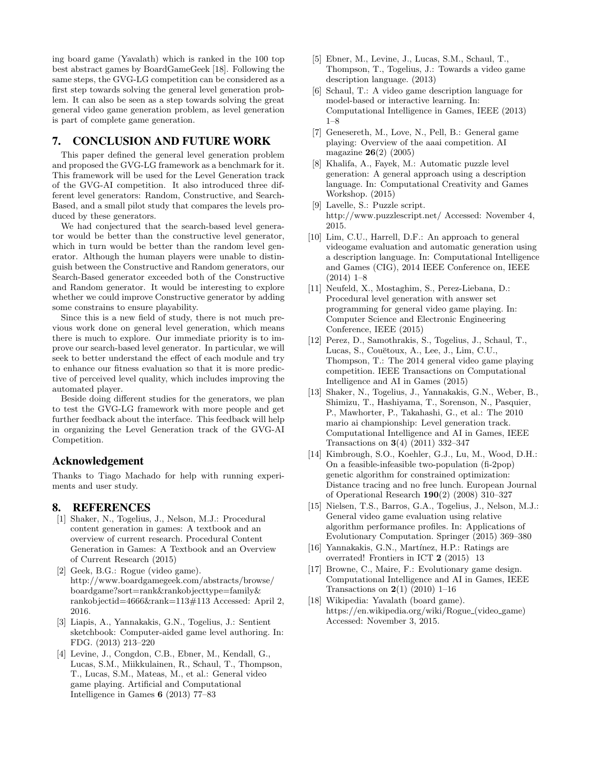ing board game (Yavalath) which is ranked in the 100 top best abstract games by BoardGameGeek [18]. Following the same steps, the GVG-LG competition can be considered as a first step towards solving the general level generation problem. It can also be seen as a step towards solving the great general video game generation problem, as level generation is part of complete game generation.

## 7. CONCLUSION AND FUTURE WORK

This paper defined the general level generation problem and proposed the GVG-LG framework as a benchmark for it. This framework will be used for the Level Generation track of the GVG-AI competition. It also introduced three different level generators: Random, Constructive, and Search-Based, and a small pilot study that compares the levels produced by these generators.

We had conjectured that the search-based level generator would be better than the constructive level generator, which in turn would be better than the random level generator. Although the human players were unable to distinguish between the Constructive and Random generators, our Search-Based generator exceeded both of the Constructive and Random generator. It would be interesting to explore whether we could improve Constructive generator by adding some constrains to ensure playability.

Since this is a new field of study, there is not much previous work done on general level generation, which means there is much to explore. Our immediate priority is to improve our search-based level generator. In particular, we will seek to better understand the effect of each module and try to enhance our fitness evaluation so that it is more predictive of perceived level quality, which includes improving the automated player.

Beside doing different studies for the generators, we plan to test the GVG-LG framework with more people and get further feedback about the interface. This feedback will help in organizing the Level Generation track of the GVG-AI Competition.

## Acknowledgement

Thanks to Tiago Machado for help with running experiments and user study.

## 8. REFERENCES

[1] Shaker, N., Togelius, J., Nelson, M.J.: Procedural content generation in games: A textbook and an overview of current research. Procedural Content Generation in Games: A Textbook and an Overview of Current Research (2015)

[2] Geek, B.G.: Rogue (video game). http://www.boardgamegeek.com/abstracts/browse/boardgame?sort=rank&rankobjecttype=family&rankobjectid=4666&rank=113#113 Accessed: April 2, 2016.

[3] Liapis, A., Yannakakis, G.N., Togelius, J.: Sentient sketchbook: Computer-aided game level authoring. In: FDG. (2013) 213–220

[4] Levine, J., Congdon, C.B., Ebner, M., Kendall, G., Lucas, S.M., Miikkulainen, R., Schaul, T., Thompson, T., Lucas, S.M., Mateas, M., et al.: General video game playing. Artificial and Computational Intelligence in Games **6** (2013) 77–83

[5] Ebner, M., Levine, J., Lucas, S.M., Schaul, T., Thompson, T., Togelius, J.: Towards a video game description language. (2013)

[6] Schaul, T.: A video game description language for model-based or interactive learning. In: Computational Intelligence in Games, IEEE (2013) 1–8

[7] Genesereth, M., Love, N., Pell, B.: General game playing: Overview of the aaai competition. AI magazine **26**(2) (2005)

[8] Khalifa, A., Fayek, M.: Automatic puzzle level generation: A general approach using a description language. In: Computational Creativity and Games Workshop. (2015)

[9] Lavelle, S.: Puzzle script. http://www.puzzlescript.net/ Accessed: November 4, 2015.

[10] Lim, C.U., Harrell, D.F.: An approach to general videogame evaluation and automatic generation using a description language. In: Computational Intelligence and Games (CIG), 2014 IEEE Conference on, IEEE (2014) 1–8

[11] Neufeld, X., Mostaghim, S., Perez-Liebana, D.: Procedural level generation with answer set programming for general video game playing. In: Computer Science and Electronic Engineering Conference, IEEE (2015)

[12] Perez, D., Samothrakis, S., Togelius, J., Schaul, T., Lucas, S., Couëtoux, A., Lee, J., Lim, C.U., Thompson, T.: The 2014 general video game playing competition. IEEE Transactions on Computational Intelligence and AI in Games (2015)

[13] Shaker, N., Togelius, J., Yannakakis, G.N., Weber, B., Shimizu, T., Hashiyama, T., Sorenson, N., Pasquier, P., Mawhorter, P., Takahashi, G., et al.: The 2010 mario ai championship: Level generation track. Computational Intelligence and AI in Games, IEEE Transactions on **3**(4) (2011) 332–347

[14] Kimbrough, S.O., Koehler, G.J., Lu, M., Wood, D.H.: On a feasible-infeasible two-population (fi-2pop) genetic algorithm for constrained optimization: Distance tracing and no free lunch. European Journal of Operational Research **190**(2) (2008) 310–327

[15] Nielsen, T.S., Barros, G.A., Togelius, J., Nelson, M.J.: General video game evaluation using relative algorithm performance profiles. In: Applications of Evolutionary Computation. Springer (2015) 369–380

[16] Yannakakis, G.N., Martínez, H.P.: Ratings are overrated! Frontiers in ICT **2** (2015) 13

[17] Browne, C., Maire, F.: Evolutionary game design. Computational Intelligence and AI in Games, IEEE Transactions on **2**(1) (2010) 1–16

[18] Wikipedia: Yavalath (board game). https://en.wikipedia.org/wiki/Rogue_(video_game) Accessed: November 3, 2015.